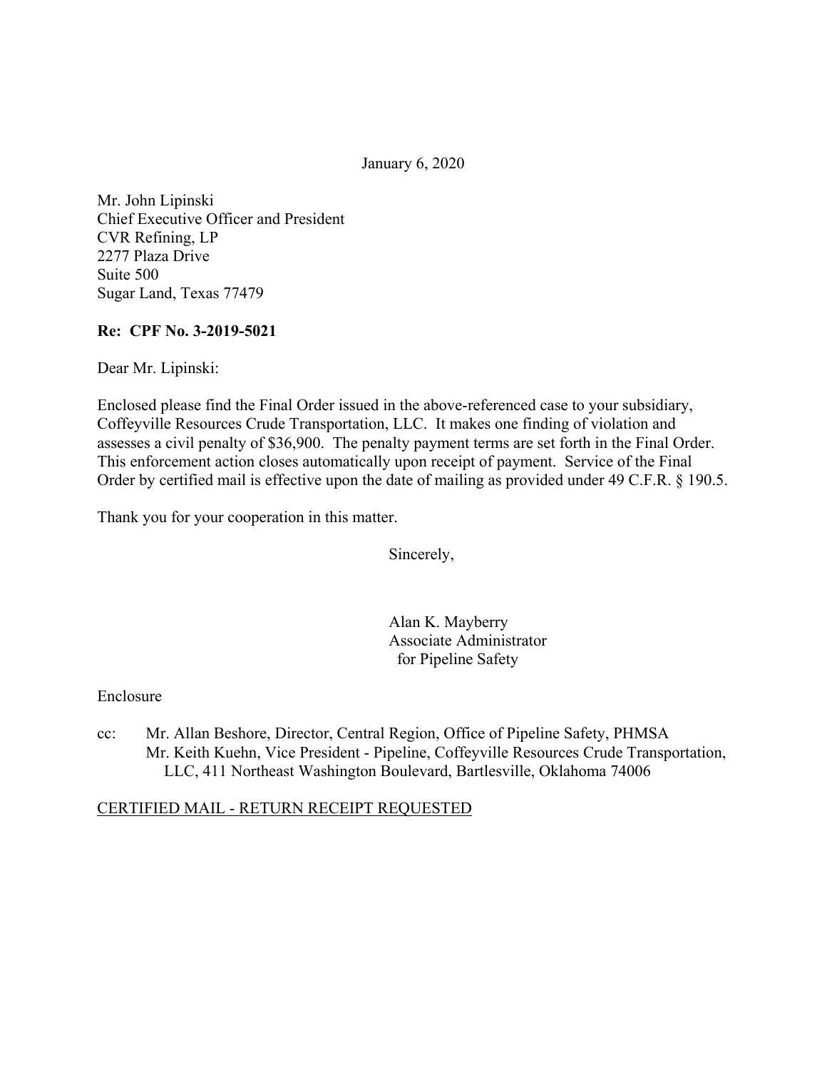January 6, 2020

Mr. John Lipinski
Chief Executive Officer and President
CVR Refining, LP
2277 Plaza Drive
Suite 500
Sugar Land, Texas 77479

**Re: CPF No. 3-2019-5021**

Dear Mr. Lipinski:

Enclosed please find the Final Order issued in the above-referenced case to your subsidiary, Coffeyville Resources Crude Transportation, LLC. It makes one finding of violation and assesses a civil penalty of $36,900. The penalty payment terms are set forth in the Final Order. This enforcement action closes automatically upon receipt of payment. Service of the Final Order by certified mail is effective upon the date of mailing as provided under 49 C.F.R. § 190.5.

Thank you for your cooperation in this matter.

Sincerely,

Alan K. Mayberry
Associate Administrator
for Pipeline Safety

Enclosure

cc: Mr. Allan Beshore, Director, Central Region, Office of Pipeline Safety, PHMSA
Mr. Keith Kuehn, Vice President - Pipeline, Coffeyville Resources Crude Transportation, LLC, 411 Northeast Washington Boulevard, Bartlesville, Oklahoma 74006

CERTIFIED MAIL - RETURN RECEIPT REQUESTED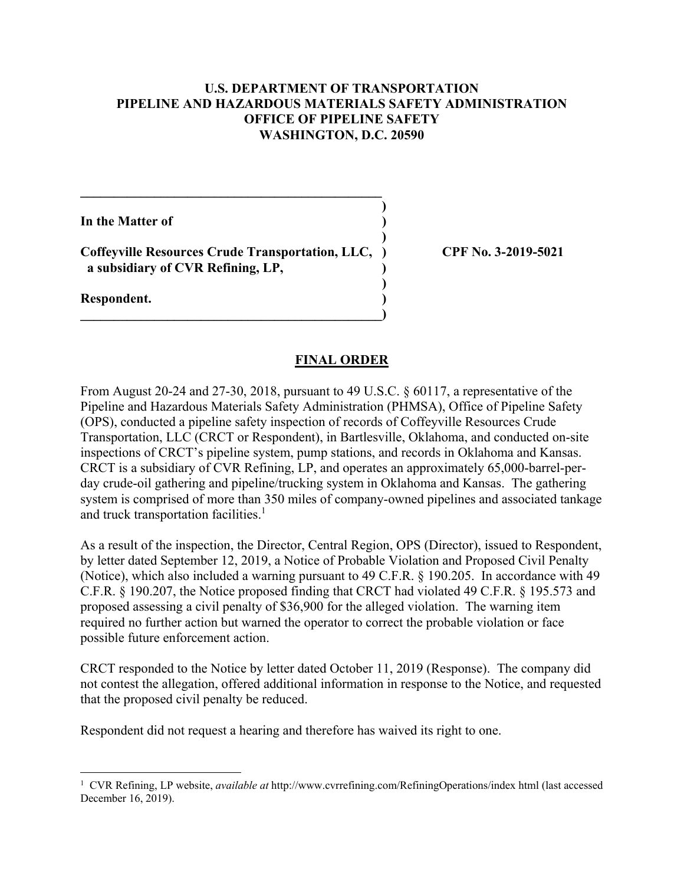**U.S. DEPARTMENT OF TRANSPORTATION**
**PIPELINE AND HAZARDOUS MATERIALS SAFETY ADMINISTRATION**
**OFFICE OF PIPELINE SAFETY**
**WASHINGTON, D.C. 20590**

| | | |
|---|---|---|
| **In the Matter of** | ) | |
| | ) | |
| **Coffeyville Resources Crude Transportation, LLC,** | ) | **CPF No. 3-2019-5021** |
| **a subsidiary of CVR Refining, LP,** | ) | |
| | ) | |
| **Respondent.** | ) | |

## FINAL ORDER

From August 20-24 and 27-30, 2018, pursuant to 49 U.S.C. § 60117, a representative of the Pipeline and Hazardous Materials Safety Administration (PHMSA), Office of Pipeline Safety (OPS), conducted a pipeline safety inspection of records of Coffeyville Resources Crude Transportation, LLC (CRCT or Respondent), in Bartlesville, Oklahoma, and conducted on-site inspections of CRCT's pipeline system, pump stations, and records in Oklahoma and Kansas. CRCT is a subsidiary of CVR Refining, LP, and operates an approximately 65,000-barrel-per-day crude-oil gathering and pipeline/trucking system in Oklahoma and Kansas. The gathering system is comprised of more than 350 miles of company-owned pipelines and associated tankage and truck transportation facilities.[1]

As a result of the inspection, the Director, Central Region, OPS (Director), issued to Respondent, by letter dated September 12, 2019, a Notice of Probable Violation and Proposed Civil Penalty (Notice), which also included a warning pursuant to 49 C.F.R. § 190.205. In accordance with 49 C.F.R. § 190.207, the Notice proposed finding that CRCT had violated 49 C.F.R. § 195.573 and proposed assessing a civil penalty of $36,900 for the alleged violation. The warning item required no further action but warned the operator to correct the probable violation or face possible future enforcement action.

CRCT responded to the Notice by letter dated October 11, 2019 (Response). The company did not contest the allegation, offered additional information in response to the Notice, and requested that the proposed civil penalty be reduced.

Respondent did not request a hearing and therefore has waived its right to one.

---

[1] CVR Refining, LP website, *available at* http://www.cvrrefining.com/RefiningOperations/index html (last accessed December 16, 2019).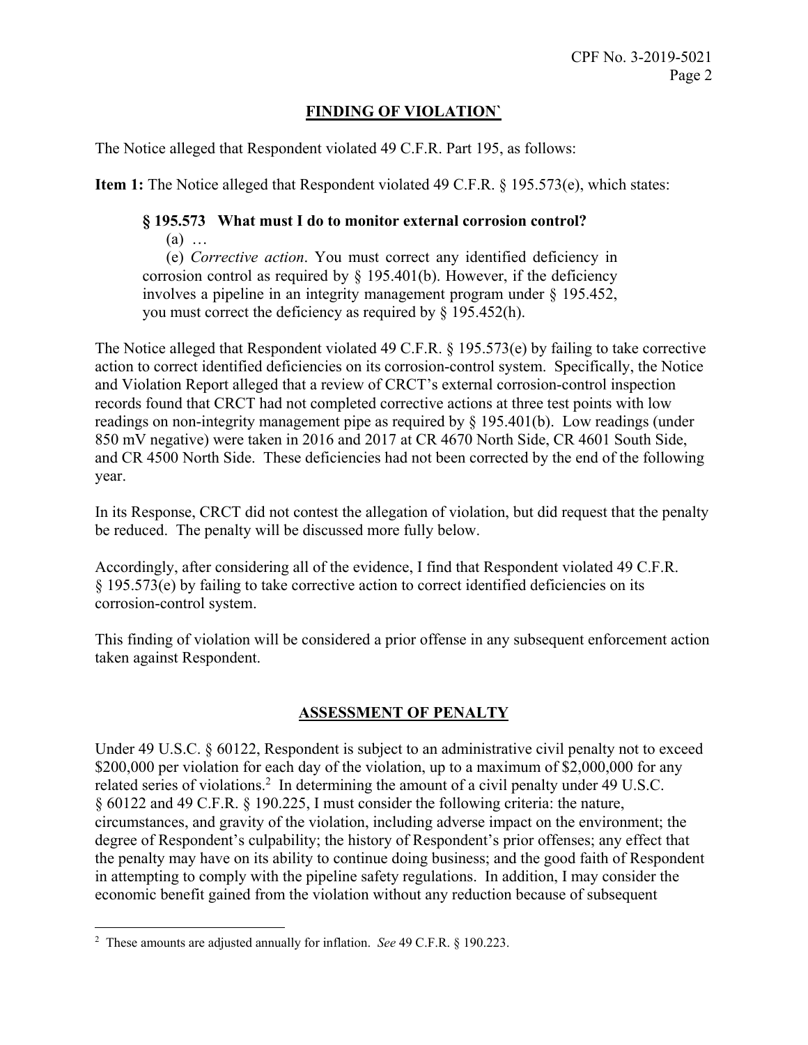## FINDING OF VIOLATION`

The Notice alleged that Respondent violated 49 C.F.R. Part 195, as follows:

**Item 1:** The Notice alleged that Respondent violated 49 C.F.R. § 195.573(e), which states:

> **§ 195.573 What must I do to monitor external corrosion control?**
>
> (a) …
>
> (e) *Corrective action*. You must correct any identified deficiency in corrosion control as required by § 195.401(b). However, if the deficiency involves a pipeline in an integrity management program under § 195.452, you must correct the deficiency as required by § 195.452(h).

The Notice alleged that Respondent violated 49 C.F.R. § 195.573(e) by failing to take corrective action to correct identified deficiencies on its corrosion-control system. Specifically, the Notice and Violation Report alleged that a review of CRCT's external corrosion-control inspection records found that CRCT had not completed corrective actions at three test points with low readings on non-integrity management pipe as required by § 195.401(b). Low readings (under 850 mV negative) were taken in 2016 and 2017 at CR 4670 North Side, CR 4601 South Side, and CR 4500 North Side. These deficiencies had not been corrected by the end of the following year.

In its Response, CRCT did not contest the allegation of violation, but did request that the penalty be reduced. The penalty will be discussed more fully below.

Accordingly, after considering all of the evidence, I find that Respondent violated 49 C.F.R. § 195.573(e) by failing to take corrective action to correct identified deficiencies on its corrosion-control system.

This finding of violation will be considered a prior offense in any subsequent enforcement action taken against Respondent.

## ASSESSMENT OF PENALTY

Under 49 U.S.C. § 60122, Respondent is subject to an administrative civil penalty not to exceed \$200,000 per violation for each day of the violation, up to a maximum of \$2,000,000 for any related series of violations.[2] In determining the amount of a civil penalty under 49 U.S.C. § 60122 and 49 C.F.R. § 190.225, I must consider the following criteria: the nature, circumstances, and gravity of the violation, including adverse impact on the environment; the degree of Respondent's culpability; the history of Respondent's prior offenses; any effect that the penalty may have on its ability to continue doing business; and the good faith of Respondent in attempting to comply with the pipeline safety regulations. In addition, I may consider the economic benefit gained from the violation without any reduction because of subsequent

---

[2] These amounts are adjusted annually for inflation. *See* 49 C.F.R. § 190.223.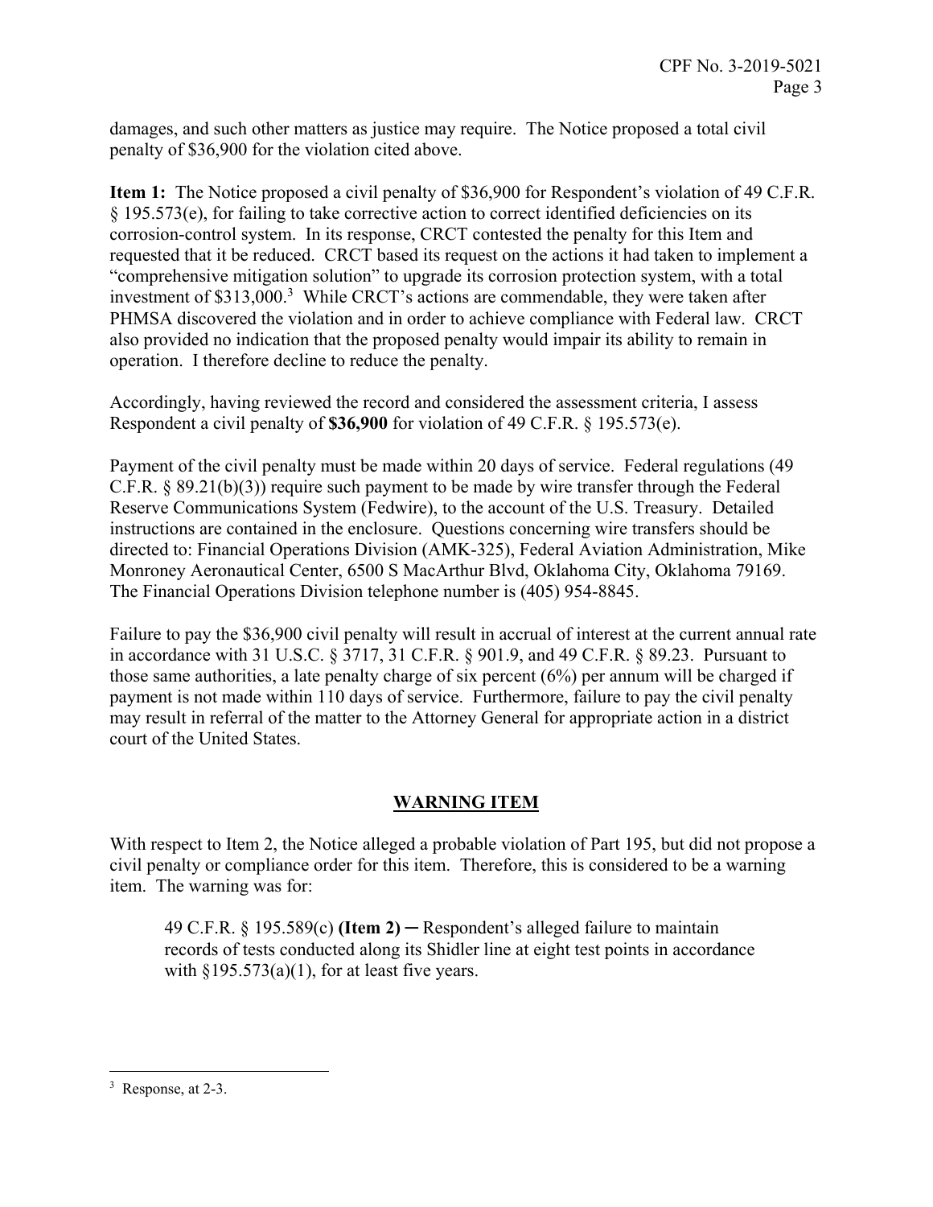damages, and such other matters as justice may require. The Notice proposed a total civil penalty of $36,900 for the violation cited above.

**Item 1:** The Notice proposed a civil penalty of $36,900 for Respondent's violation of 49 C.F.R. § 195.573(e), for failing to take corrective action to correct identified deficiencies on its corrosion-control system. In its response, CRCT contested the penalty for this Item and requested that it be reduced. CRCT based its request on the actions it had taken to implement a "comprehensive mitigation solution" to upgrade its corrosion protection system, with a total investment of $313,000.[3] While CRCT's actions are commendable, they were taken after PHMSA discovered the violation and in order to achieve compliance with Federal law. CRCT also provided no indication that the proposed penalty would impair its ability to remain in operation. I therefore decline to reduce the penalty.

Accordingly, having reviewed the record and considered the assessment criteria, I assess Respondent a civil penalty of **$36,900** for violation of 49 C.F.R. § 195.573(e).

Payment of the civil penalty must be made within 20 days of service. Federal regulations (49 C.F.R. § 89.21(b)(3)) require such payment to be made by wire transfer through the Federal Reserve Communications System (Fedwire), to the account of the U.S. Treasury. Detailed instructions are contained in the enclosure. Questions concerning wire transfers should be directed to: Financial Operations Division (AMK-325), Federal Aviation Administration, Mike Monroney Aeronautical Center, 6500 S MacArthur Blvd, Oklahoma City, Oklahoma 79169. The Financial Operations Division telephone number is (405) 954-8845.

Failure to pay the $36,900 civil penalty will result in accrual of interest at the current annual rate in accordance with 31 U.S.C. § 3717, 31 C.F.R. § 901.9, and 49 C.F.R. § 89.23. Pursuant to those same authorities, a late penalty charge of six percent (6%) per annum will be charged if payment is not made within 110 days of service. Furthermore, failure to pay the civil penalty may result in referral of the matter to the Attorney General for appropriate action in a district court of the United States.

## WARNING ITEM

With respect to Item 2, the Notice alleged a probable violation of Part 195, but did not propose a civil penalty or compliance order for this item. Therefore, this is considered to be a warning item. The warning was for:

> 49 C.F.R. § 195.589(c) **(Item 2)** ─ Respondent's alleged failure to maintain records of tests conducted along its Shidler line at eight test points in accordance with §195.573(a)(1), for at least five years.

---

[3] Response, at 2-3.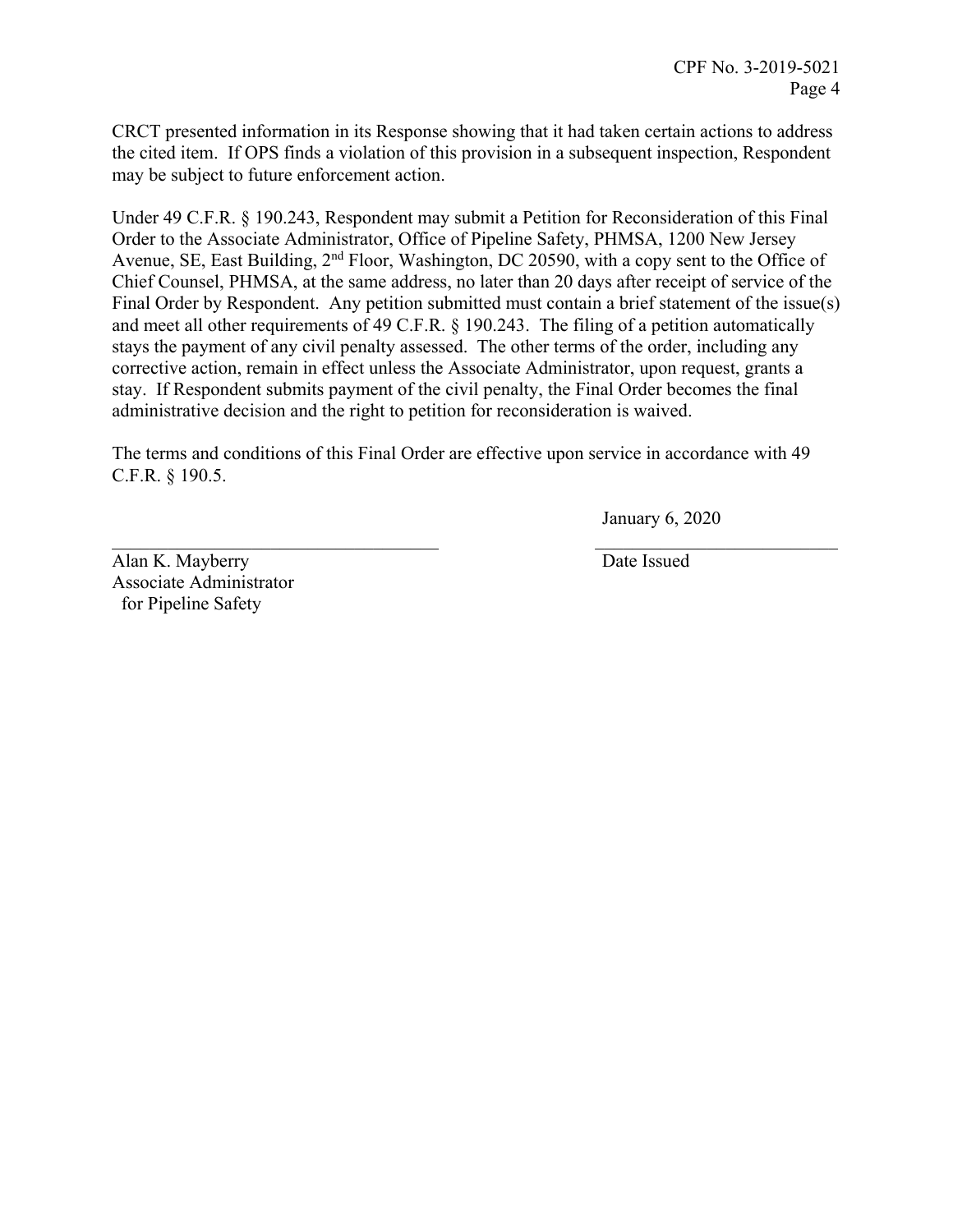CRCT presented information in its Response showing that it had taken certain actions to address the cited item. If OPS finds a violation of this provision in a subsequent inspection, Respondent may be subject to future enforcement action.

Under 49 C.F.R. § 190.243, Respondent may submit a Petition for Reconsideration of this Final Order to the Associate Administrator, Office of Pipeline Safety, PHMSA, 1200 New Jersey Avenue, SE, East Building, 2nd Floor, Washington, DC 20590, with a copy sent to the Office of Chief Counsel, PHMSA, at the same address, no later than 20 days after receipt of service of the Final Order by Respondent. Any petition submitted must contain a brief statement of the issue(s) and meet all other requirements of 49 C.F.R. § 190.243. The filing of a petition automatically stays the payment of any civil penalty assessed. The other terms of the order, including any corrective action, remain in effect unless the Associate Administrator, upon request, grants a stay. If Respondent submits payment of the civil penalty, the Final Order becomes the final administrative decision and the right to petition for reconsideration is waived.

The terms and conditions of this Final Order are effective upon service in accordance with 49 C.F.R. § 190.5.

| | |
|---|---|
| ___________________________________ | January 6, 2020 |
| Alan K. Mayberry<br>Associate Administrator<br>for Pipeline Safety | Date Issued |